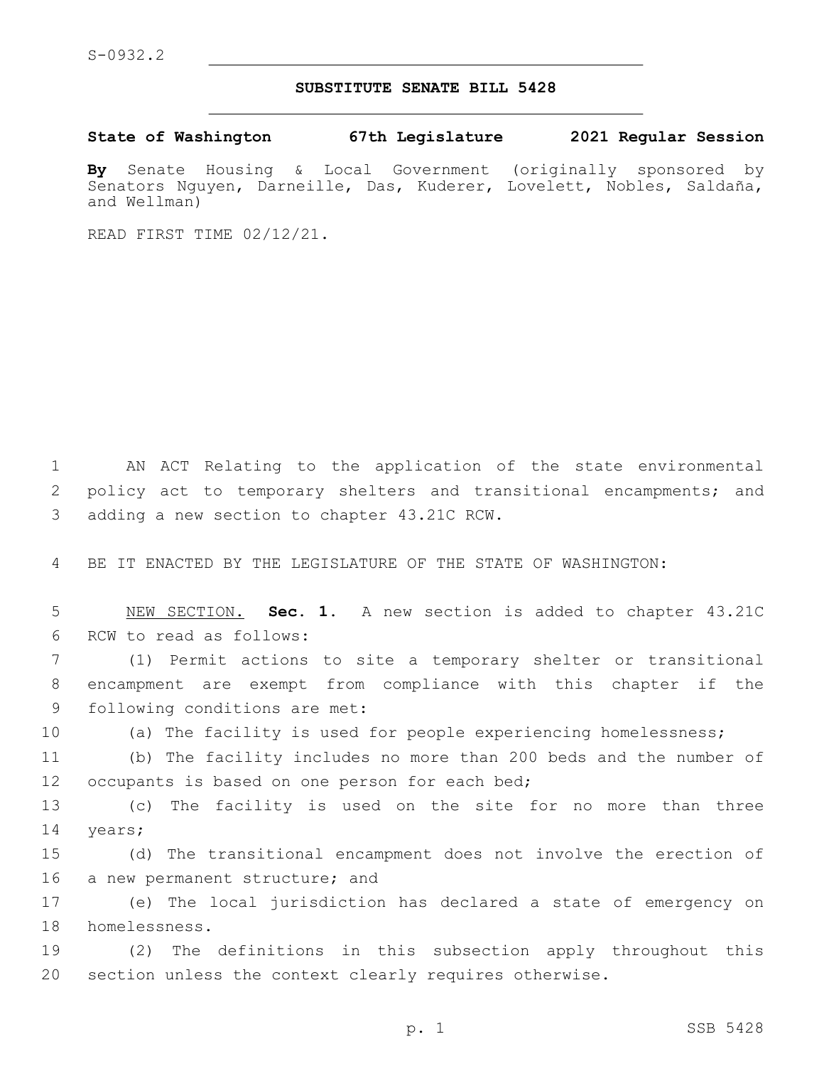S-0932.2

# SUBSTITUTE SENATE BILL 5428

**State of Washington 67th Legislature 2021 Regular Session**

**By** Senate Housing & Local Government (originally sponsored by Senators Nguyen, Darneille, Das, Kuderer, Lovelett, Nobles, Saldaña, and Wellman)

READ FIRST TIME 02/12/21.

AN ACT Relating to the application of the state environmental policy act to temporary shelters and transitional encampments; and adding a new section to chapter 43.21C RCW.

BE IT ENACTED BY THE LEGISLATURE OF THE STATE OF WASHINGTON:

NEW SECTION. **Sec. 1.** A new section is added to chapter 43.21C RCW to read as follows:

(1) Permit actions to site a temporary shelter or transitional encampment are exempt from compliance with this chapter if the following conditions are met:

(a) The facility is used for people experiencing homelessness;

(b) The facility includes no more than 200 beds and the number of occupants is based on one person for each bed;

(c) The facility is used on the site for no more than three years;

(d) The transitional encampment does not involve the erection of a new permanent structure; and

(e) The local jurisdiction has declared a state of emergency on homelessness.

(2) The definitions in this subsection apply throughout this section unless the context clearly requires otherwise.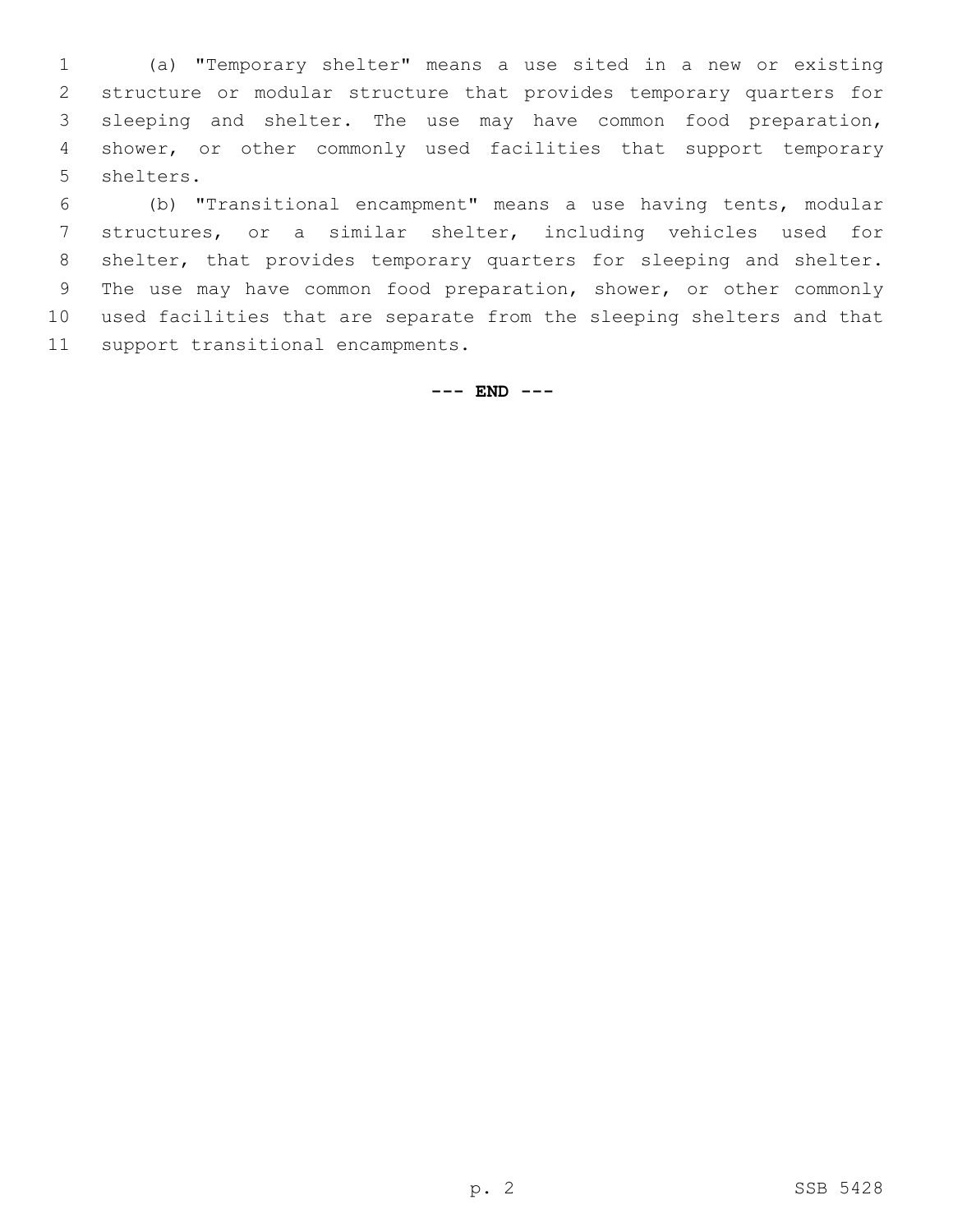(a) "Temporary shelter" means a use sited in a new or existing structure or modular structure that provides temporary quarters for sleeping and shelter. The use may have common food preparation, shower, or other commonly used facilities that support temporary shelters.

(b) "Transitional encampment" means a use having tents, modular structures, or a similar shelter, including vehicles used for shelter, that provides temporary quarters for sleeping and shelter. The use may have common food preparation, shower, or other commonly used facilities that are separate from the sleeping shelters and that support transitional encampments.

**--- END ---**